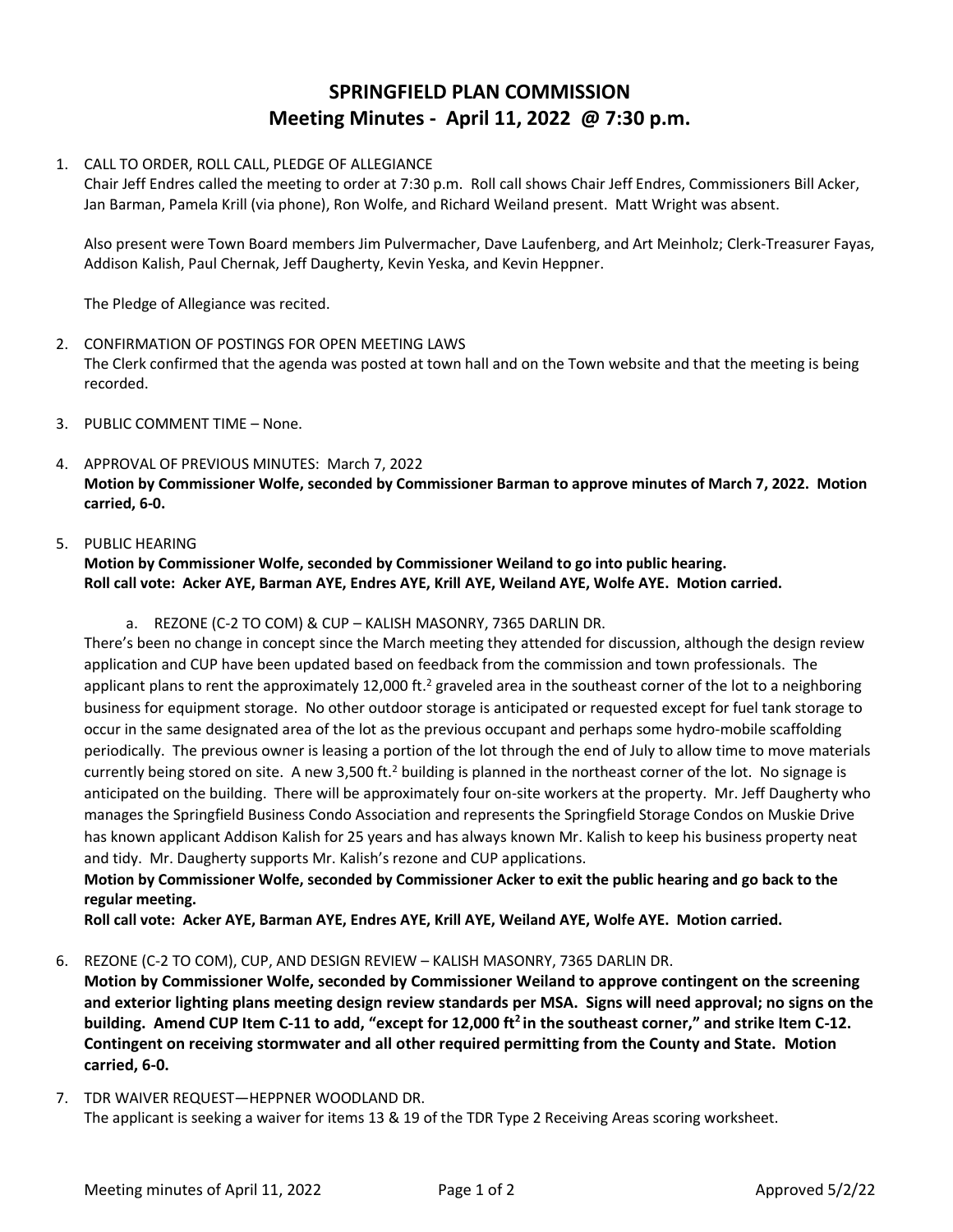# SPRINGFIELD PLAN COMMISSION
## Meeting Minutes - April 11, 2022 @ 7:30 p.m.

1. CALL TO ORDER, ROLL CALL, PLEDGE OF ALLEGIANCE
   Chair Jeff Endres called the meeting to order at 7:30 p.m. Roll call shows Chair Jeff Endres, Commissioners Bill Acker, Jan Barman, Pamela Krill (via phone), Ron Wolfe, and Richard Weiland present. Matt Wright was absent.

   Also present were Town Board members Jim Pulvermacher, Dave Laufenberg, and Art Meinholz; Clerk-Treasurer Fayas, Addison Kalish, Paul Chernak, Jeff Daugherty, Kevin Yeska, and Kevin Heppner.

   The Pledge of Allegiance was recited.

2. CONFIRMATION OF POSTINGS FOR OPEN MEETING LAWS
   The Clerk confirmed that the agenda was posted at town hall and on the Town website and that the meeting is being recorded.

3. PUBLIC COMMENT TIME – None.

4. APPROVAL OF PREVIOUS MINUTES: March 7, 2022
   **Motion by Commissioner Wolfe, seconded by Commissioner Barman to approve minutes of March 7, 2022. Motion carried, 6-0.**

5. PUBLIC HEARING
   **Motion by Commissioner Wolfe, seconded by Commissioner Weiland to go into public hearing.**
   **Roll call vote: Acker AYE, Barman AYE, Endres AYE, Krill AYE, Weiland AYE, Wolfe AYE. Motion carried.**

   a. REZONE (C-2 TO COM) & CUP – KALISH MASONRY, 7365 DARLIN DR.

   There's been no change in concept since the March meeting they attended for discussion, although the design review application and CUP have been updated based on feedback from the commission and town professionals. The applicant plans to rent the approximately 12,000 $ft.^2$ graveled area in the southeast corner of the lot to a neighboring business for equipment storage. No other outdoor storage is anticipated or requested except for fuel tank storage to occur in the same designated area of the lot as the previous occupant and perhaps some hydro-mobile scaffolding periodically. The previous owner is leasing a portion of the lot through the end of July to allow time to move materials currently being stored on site. A new 3,500 $ft.^2$ building is planned in the northeast corner of the lot. No signage is anticipated on the building. There will be approximately four on-site workers at the property. Mr. Jeff Daugherty who manages the Springfield Business Condo Association and represents the Springfield Storage Condos on Muskie Drive has known applicant Addison Kalish for 25 years and has always known Mr. Kalish to keep his business property neat and tidy. Mr. Daugherty supports Mr. Kalish's rezone and CUP applications.

   **Motion by Commissioner Wolfe, seconded by Commissioner Acker to exit the public hearing and go back to the regular meeting.**

   **Roll call vote: Acker AYE, Barman AYE, Endres AYE, Krill AYE, Weiland AYE, Wolfe AYE. Motion carried.**

6. REZONE (C-2 TO COM), CUP, AND DESIGN REVIEW – KALISH MASONRY, 7365 DARLIN DR.
   **Motion by Commissioner Wolfe, seconded by Commissioner Weiland to approve contingent on the screening and exterior lighting plans meeting design review standards per MSA. Signs will need approval; no signs on the building. Amend CUP Item C-11 to add, "except for 12,000 $ft^2$ in the southeast corner," and strike Item C-12. Contingent on receiving stormwater and all other required permitting from the County and State. Motion carried, 6-0.**

7. TDR WAIVER REQUEST—HEPPNER WOODLAND DR.
   The applicant is seeking a waiver for items 13 & 19 of the TDR Type 2 Receiving Areas scoring worksheet.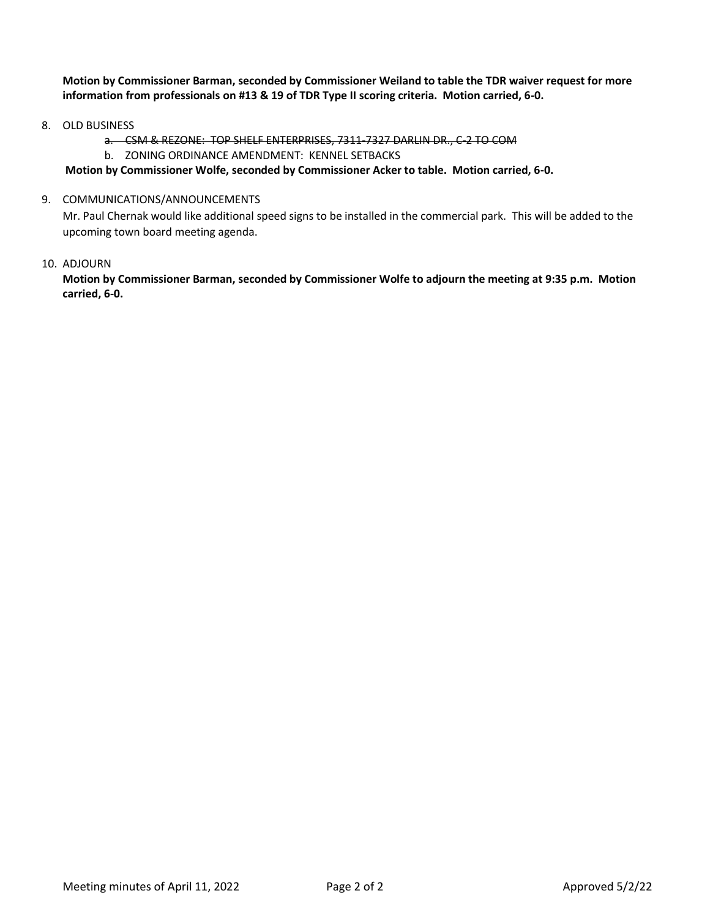**Motion by Commissioner Barman, seconded by Commissioner Weiland to table the TDR waiver request for more information from professionals on #13 & 19 of TDR Type II scoring criteria. Motion carried, 6-0.**

8. OLD BUSINESS
   - a. ~~CSM & REZONE: TOP SHELF ENTERPRISES, 7311-7327 DARLIN DR., C-2 TO COM~~
   - b. ZONING ORDINANCE AMENDMENT: KENNEL SETBACKS

   **Motion by Commissioner Wolfe, seconded by Commissioner Acker to table. Motion carried, 6-0.**

9. COMMUNICATIONS/ANNOUNCEMENTS

   Mr. Paul Chernak would like additional speed signs to be installed in the commercial park. This will be added to the upcoming town board meeting agenda.

10. ADJOURN

    **Motion by Commissioner Barman, seconded by Commissioner Wolfe to adjourn the meeting at 9:35 p.m. Motion carried, 6-0.**

Meeting minutes of April 11, 2022 — Approved 5/2/22